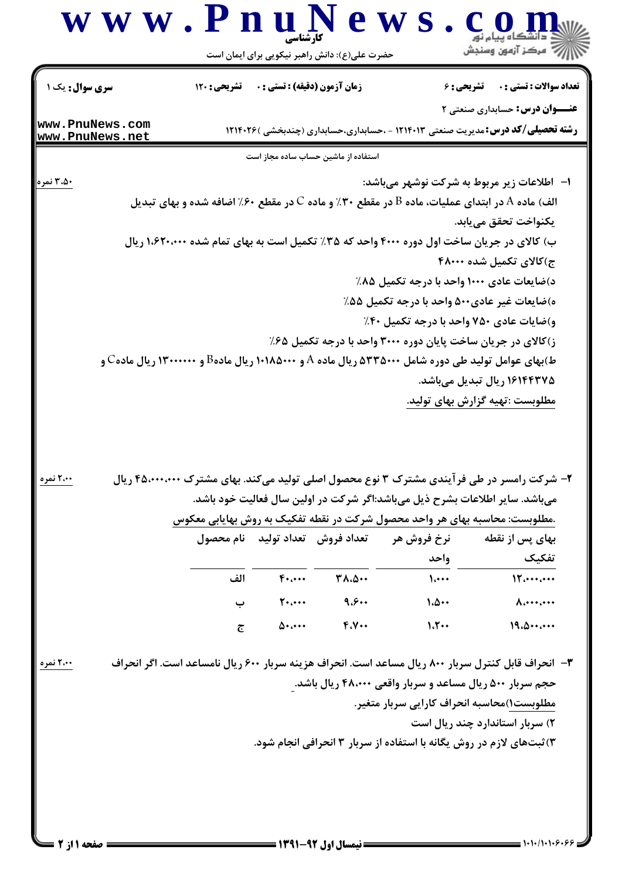**سری سوال:** یک ۱ | **زمان آزمون (دقیقه) : تستی :** ۰ **تشریحی :** ۱۲۰ | **تعداد سوالات : تستی :** ۰ **تشریحی :** ۶

**عنـــوان درس:** حسابداری صنعتی ۲

**رشته تحصیلی/کد درس:** مدیریت صنعتی ۱۲۱۴۰۱۳ - ،حسابداری،حسابداری (چندبخشی )۱۲۱۴۰۲۶

استفاده از ماشین حساب ساده مجاز است

۱- اطلاعات زیر مربوط به شرکت نوشهر می‌باشد: (۳،۵۰ نمره)

الف) ماده A در ابتدای عملیات، ماده B در مقطع ۳۰٪ و ماده C در مقطع ۶۰٪ اضافه شده و بهای تبدیل یکنواخت تحقق می‌یابد.

ب) کالای در جریان ساخت اول دوره ۴۰۰۰ واحد که ۳۵٪ تکمیل است به بهای تمام شده ۱،۶۲۰،۰۰۰ ریال

ج)کالای تکمیل شده ۴۸۰۰۰

د)ضایعات عادی ۱۰۰۰ واحد با درجه تکمیل ۸۵٪

ه)ضایعات غیر عادی۵۰۰ واحد با درجه تکمیل ۵۵٪

و)ضایات عادی ۷۵۰ واحد با درجه تکمیل ۴۰٪

ز)کالای در جریان ساخت پایان دوره ۳۰۰۰ واحد با درجه تکمیل ۶۵٪

ط)بهای عوامل تولید طی دوره شامل ۵۳۳۵۰۰۰ ریال ماده A و ۱۰۱۸۵۰۰۰ ریال مادهB و ۱۳۰۰۰۰۰۰ ریال مادهC و ۱۶۱۴۴۳۷۵ ریال تبدیل می‌باشد.

<u>مطلوبست :تهیه گزارش بهای تولید.</u>

۲- شرکت رامسر در طی فرآیندی مشترک ۳ نوع محصول اصلی تولید می‌کند. بهای مشترک ۴۵،۰۰۰،۰۰۰ ریال می‌باشد. سایر اطلاعات بشرح ذیل می‌باشد:اگر شرکت در اولین سال فعالیت خود باشد. (۲،۰۰ نمره)

<u>.مطلوبست: محاسبه بهای هر واحد محصول شرکت در نقطه تفکیک به روش بهایابی معکوس</u>

| نام محصول | تعداد تولید | تعداد فروش | نرخ فروش هر واحد | بهای پس از نقطه تفکیک |
|---|---|---|---|---|
| الف | ۴۰،۰۰۰ | ۳۸،۵۰۰ | ۱،۰۰۰ | ۱۲،۰۰۰،۰۰۰ |
| ب | ۲۰،۰۰۰ | ۹،۶۰۰ | ۱،۵۰۰ | ۸،۰۰۰،۰۰۰ |
| ج | ۵۰،۰۰۰ | ۴،۷۰۰ | ۱،۲۰۰ | ۱۹،۵۰۰،۰۰۰ |

۳- انحراف قابل کنترل سربار ۸۰۰ ریال مساعد است. انحراف هزینه سربار ۶۰۰ ریال نامساعد است. اگر انحراف حجم سربار ۵۰۰ ریال مساعد و سربار واقعی ۴۸،۰۰۰ ریال باشد. (۲،۰۰ نمره)

<u>مطلوبست</u>۱)محاسبه انحراف کارایی سربار متغیر.

۲) سربار استاندارد چند ریال است

۳)ثبت‌های لازم در روش یگانه با استفاده از سربار ۳ انحرافی انجام شود.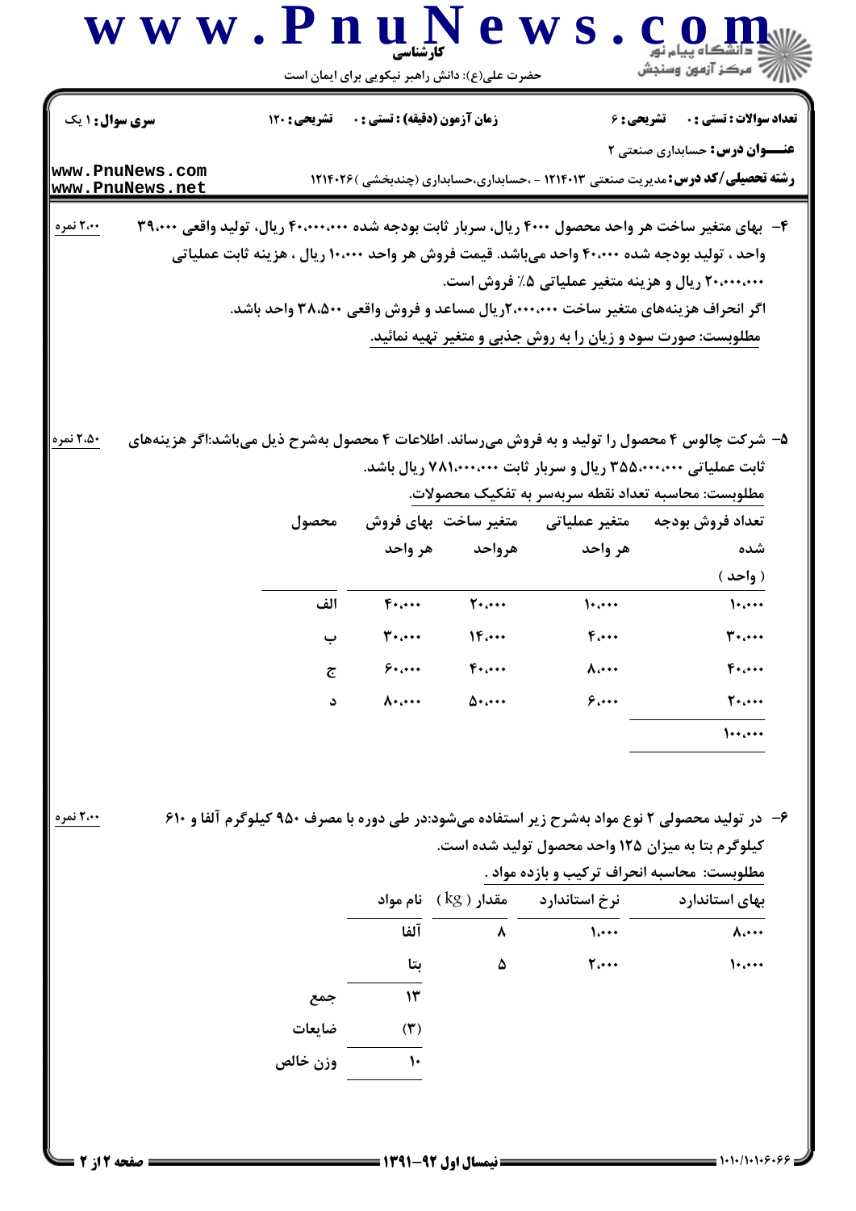**سری سوال:** ۱ یک | **زمان آزمون (دقیقه) : تستی :** ۰ **تشریحی :** ۱۲۰ | **تعداد سوالات : تستی :** ۰ **تشریحی :** ۶

**عنـــوان درس:** حسابداری صنعتی ۲

**رشته تحصیلی/کد درس:** مدیریت صنعتی ۱۲۱۴۰۱۳ - ،حسابداری،حسابداری (چندبخشی )۱۲۱۴۰۲۶

۴- بهای متغیر ساخت هر واحد محصول ۴۰۰۰ ریال، سربار ثابت بودجه شده ۴۰،۰۰۰،۰۰۰ ریال، تولید واقعی ۳۹،۰۰۰ واحد ، تولید بودجه شده ۴۰،۰۰۰ واحد می‌باشد. قیمت فروش هر واحد ۱۰،۰۰۰ ریال ، هزینه ثابت عملیاتی ۲۰،۰۰۰،۰۰۰ ریال و هزینه متغیر عملیاتی ۵٪ فروش است. **(۲،۰۰ نمره)**

اگر انحراف هزینه‌های متغیر ساخت ۲،۰۰۰،۰۰۰ریال مساعد و فروش واقعی ۳۸،۵۰۰ واحد باشد.

مطلوبست: صورت سود و زیان را به روش جذبی و متغیر تهیه نمائید.

۵- شرکت چالوس ۴ محصول را تولید و به فروش می‌رساند. اطلاعات ۴ محصول به‌شرح ذیل می‌باشد:اگر هزینه‌های ثابت عملیاتی ۳۵۵،۰۰۰،۰۰۰ ریال و سربار ثابت ۷۸۱،۰۰۰،۰۰۰ ریال باشد. **(۲،۵۰ نمره)**

مطلوبست: محاسبه تعداد نقطه سربه‌سر به تفکیک محصولات.

| محصول | بهای فروش هر واحد | متغیر ساخت هرواحد | متغیر عملیاتی هر واحد | تعداد فروش بودجه شده ( واحد ) |
|---|---|---|---|---|
| الف | ۴۰،۰۰۰ | ۲۰،۰۰۰ | ۱۰،۰۰۰ | ۱۰،۰۰۰ |
| ب | ۳۰،۰۰۰ | ۱۴،۰۰۰ | ۴،۰۰۰ | ۳۰،۰۰۰ |
| ج | ۶۰،۰۰۰ | ۴۰،۰۰۰ | ۸،۰۰۰ | ۴۰،۰۰۰ |
| د | ۸۰،۰۰۰ | ۵۰،۰۰۰ | ۶،۰۰۰ | ۲۰،۰۰۰ |
| | | | | ۱۰۰،۰۰۰ |

۶- در تولید محصولی ۲ نوع مواد به‌شرح زیر استفاده می‌شود:در طی دوره با مصرف ۹۵۰ کیلوگرم آلفا و ۶۱۰ کیلوگرم بتا به میزان ۱۲۵ واحد محصول تولید شده است. **(۲،۰۰ نمره)**

مطلوبست: محاسبه انحراف ترکیب و بازده مواد .

| | نام مواد | مقدار ( kg ) | نرخ استاندارد | بهای استاندارد |
|---|---|---|---|---|
| | آلفا | ۸ | ۱،۰۰۰ | ۸،۰۰۰ |
| | بتا | ۵ | ۲،۰۰۰ | ۱۰،۰۰۰ |
| جمع | ۱۳ | | | |
| ضایعات | (۳) | | | |
| وزن خالص | ۱۰ | | | |